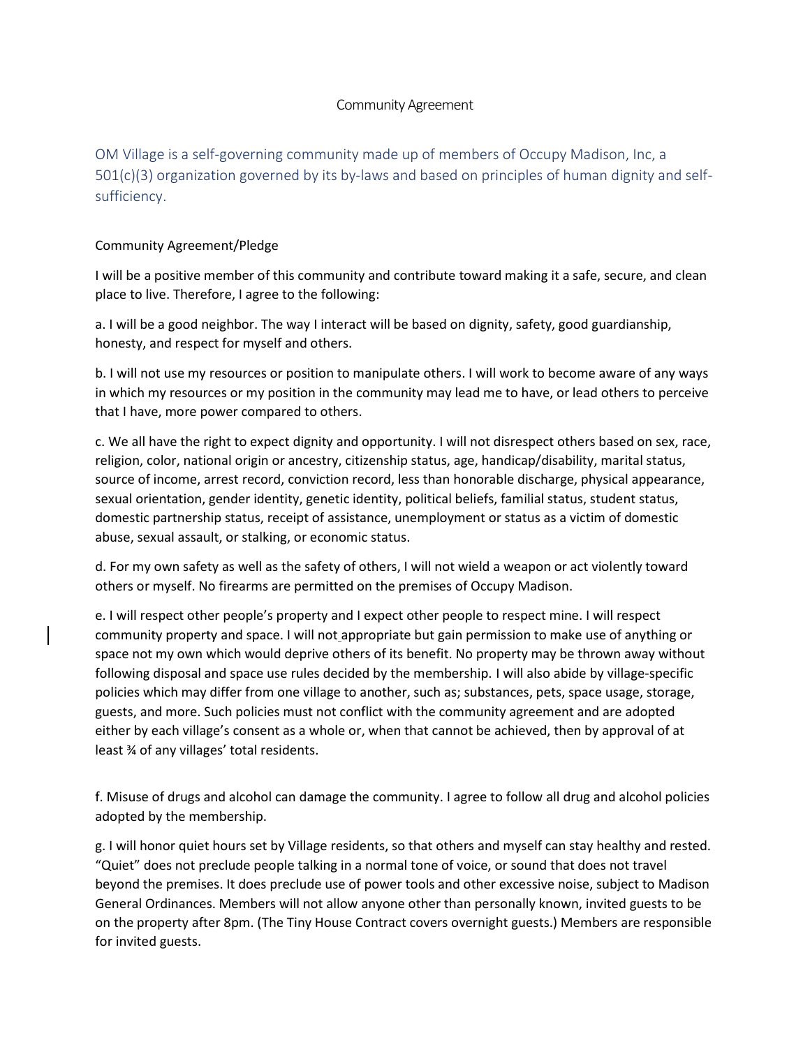# Community Agreement

OM Village is a self-governing community made up of members of Occupy Madison, Inc, a 501(c)(3) organization governed by its by-laws and based on principles of human dignity and self-sufficiency.

## Community Agreement/Pledge

I will be a positive member of this community and contribute toward making it a safe, secure, and clean place to live. Therefore, I agree to the following:

a. I will be a good neighbor. The way I interact will be based on dignity, safety, good guardianship, honesty, and respect for myself and others.

b. I will not use my resources or position to manipulate others. I will work to become aware of any ways in which my resources or my position in the community may lead me to have, or lead others to perceive that I have, more power compared to others.

c. We all have the right to expect dignity and opportunity. I will not disrespect others based on sex, race, religion, color, national origin or ancestry, citizenship status, age, handicap/disability, marital status, source of income, arrest record, conviction record, less than honorable discharge, physical appearance, sexual orientation, gender identity, genetic identity, political beliefs, familial status, student status, domestic partnership status, receipt of assistance, unemployment or status as a victim of domestic abuse, sexual assault, or stalking, or economic status.

d. For my own safety as well as the safety of others, I will not wield a weapon or act violently toward others or myself. No firearms are permitted on the premises of Occupy Madison.

e. I will respect other people's property and I expect other people to respect mine. I will respect community property and space. I will not appropriate but gain permission to make use of anything or space not my own which would deprive others of its benefit. No property may be thrown away without following disposal and space use rules decided by the membership. I will also abide by village-specific policies which may differ from one village to another, such as; substances, pets, space usage, storage, guests, and more. Such policies must not conflict with the community agreement and are adopted either by each village's consent as a whole or, when that cannot be achieved, then by approval of at least ¾ of any villages' total residents.

f. Misuse of drugs and alcohol can damage the community. I agree to follow all drug and alcohol policies adopted by the membership.

g. I will honor quiet hours set by Village residents, so that others and myself can stay healthy and rested. "Quiet" does not preclude people talking in a normal tone of voice, or sound that does not travel beyond the premises. It does preclude use of power tools and other excessive noise, subject to Madison General Ordinances. Members will not allow anyone other than personally known, invited guests to be on the property after 8pm. (The Tiny House Contract covers overnight guests.) Members are responsible for invited guests.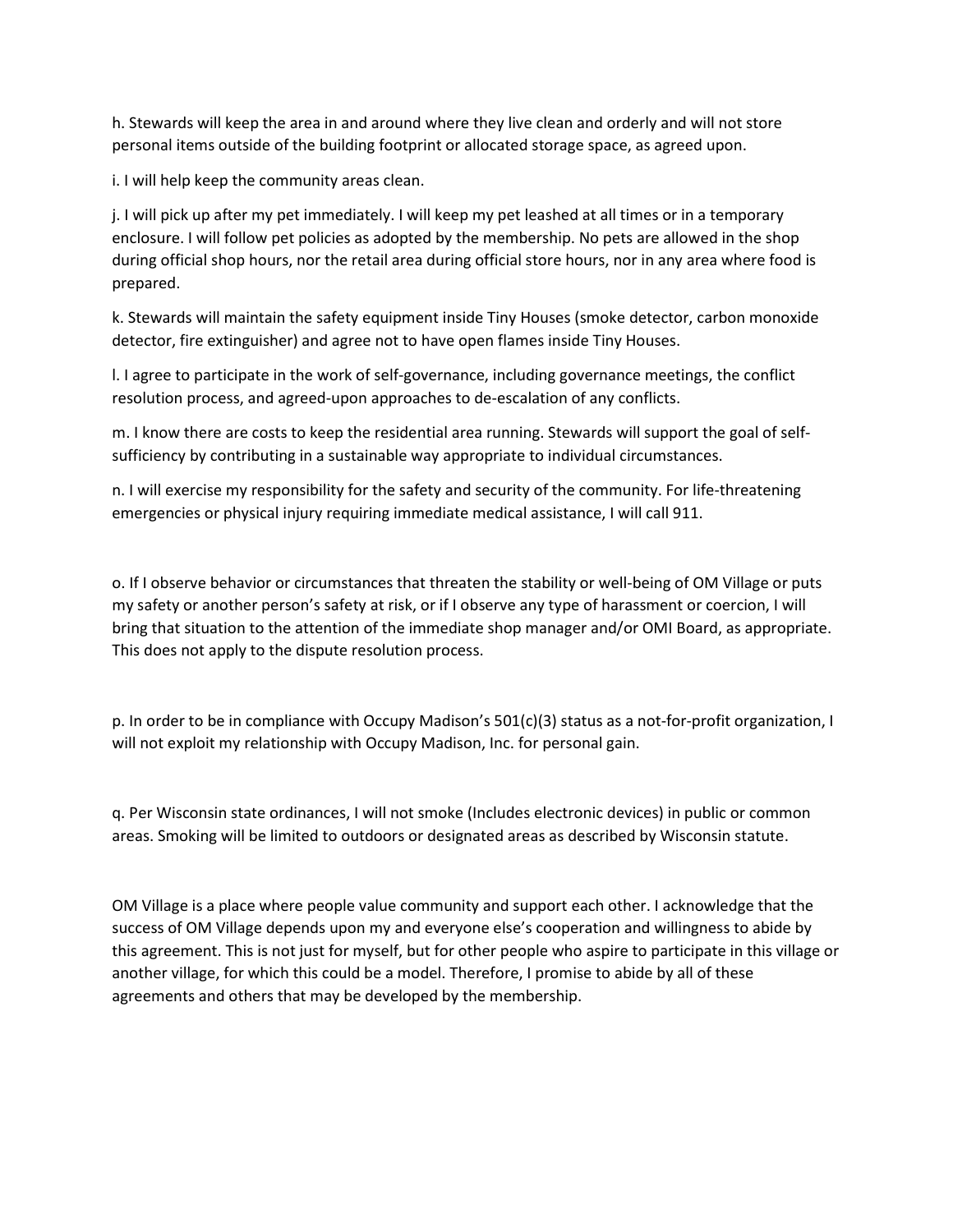h. Stewards will keep the area in and around where they live clean and orderly and will not store personal items outside of the building footprint or allocated storage space, as agreed upon.

i. I will help keep the community areas clean.

j. I will pick up after my pet immediately. I will keep my pet leashed at all times or in a temporary enclosure. I will follow pet policies as adopted by the membership. No pets are allowed in the shop during official shop hours, nor the retail area during official store hours, nor in any area where food is prepared.

k. Stewards will maintain the safety equipment inside Tiny Houses (smoke detector, carbon monoxide detector, fire extinguisher) and agree not to have open flames inside Tiny Houses.

l. I agree to participate in the work of self-governance, including governance meetings, the conflict resolution process, and agreed-upon approaches to de-escalation of any conflicts.

m. I know there are costs to keep the residential area running. Stewards will support the goal of self-sufficiency by contributing in a sustainable way appropriate to individual circumstances.

n. I will exercise my responsibility for the safety and security of the community. For life-threatening emergencies or physical injury requiring immediate medical assistance, I will call 911.

o. If I observe behavior or circumstances that threaten the stability or well-being of OM Village or puts my safety or another person's safety at risk, or if I observe any type of harassment or coercion, I will bring that situation to the attention of the immediate shop manager and/or OMI Board, as appropriate. This does not apply to the dispute resolution process.

p. In order to be in compliance with Occupy Madison's 501(c)(3) status as a not-for-profit organization, I will not exploit my relationship with Occupy Madison, Inc. for personal gain.

q. Per Wisconsin state ordinances, I will not smoke (Includes electronic devices) in public or common areas. Smoking will be limited to outdoors or designated areas as described by Wisconsin statute.

OM Village is a place where people value community and support each other. I acknowledge that the success of OM Village depends upon my and everyone else's cooperation and willingness to abide by this agreement. This is not just for myself, but for other people who aspire to participate in this village or another village, for which this could be a model. Therefore, I promise to abide by all of these agreements and others that may be developed by the membership.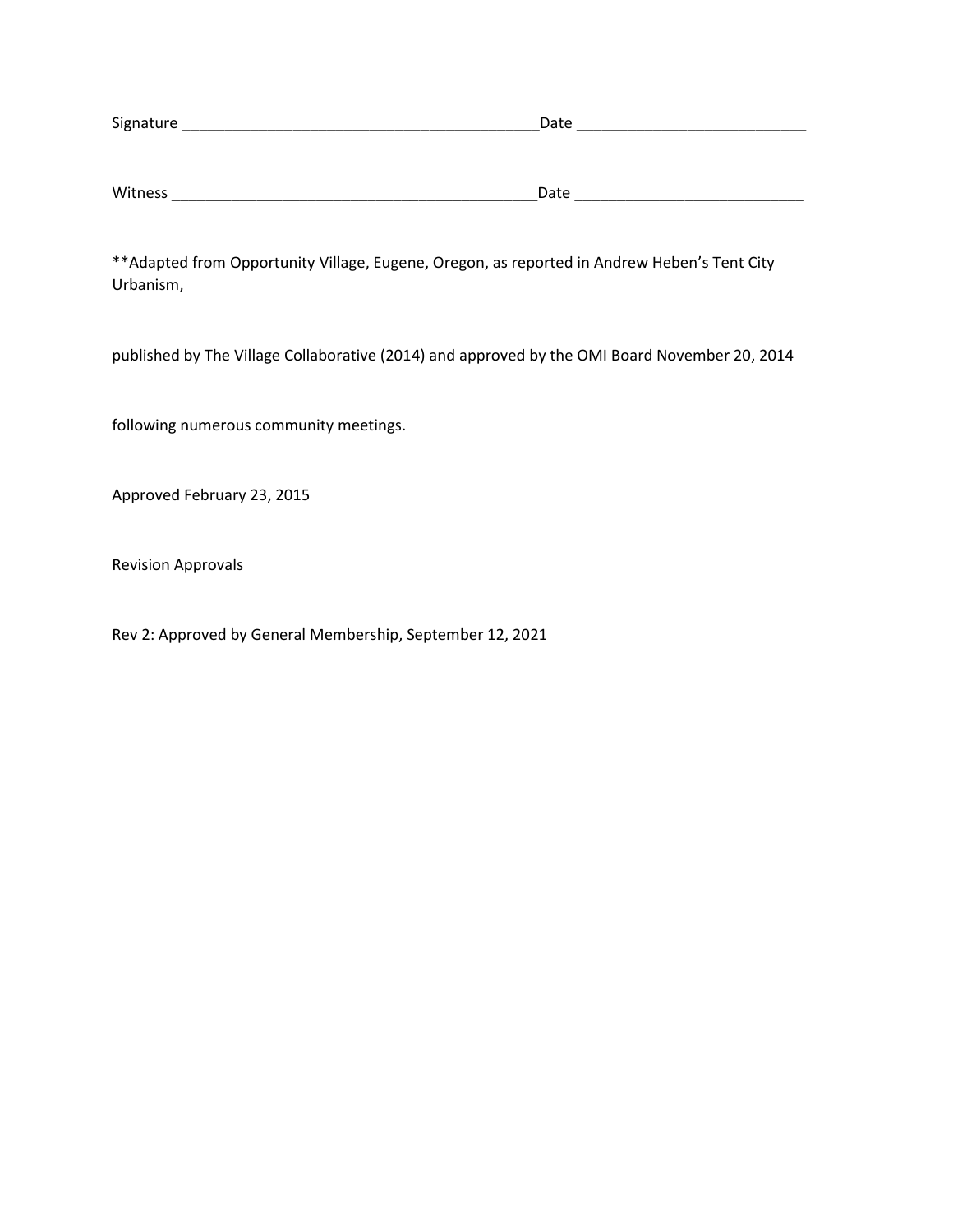Signature ___________________________________________Date ___________________________

Witness ____________________________________________Date ___________________________

**Adapted from Opportunity Village, Eugene, Oregon, as reported in Andrew Heben's Tent City Urbanism,

published by The Village Collaborative (2014) and approved by the OMI Board November 20, 2014

following numerous community meetings.

Approved February 23, 2015

Revision Approvals

Rev 2: Approved by General Membership, September 12, 2021